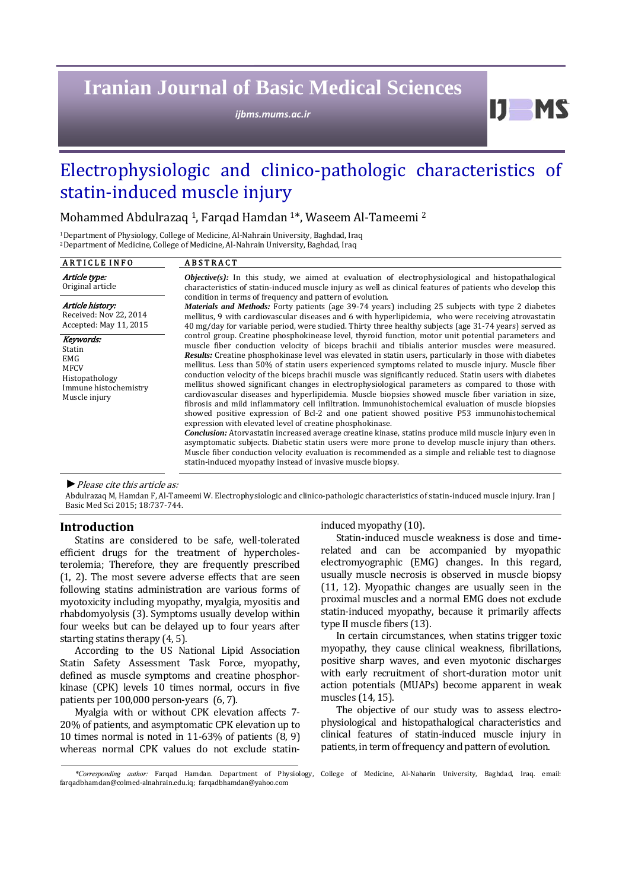# Electrophysiologic and clinico-pathologic characteristics of statin-induced muscle injury

Mohammed Abdulrazaq [1], Farqad Hamdan [1]*, Waseem Al-Tameemi [2]

[1] Department of Physiology, College of Medicine, Al-Nahrain University, Baghdad, Iraq
[2] Department of Medicine, College of Medicine, Al-Nahrain University, Baghdad, Iraq

**ARTICLE INFO**

*Article type:*
Original article

*Article history:*
Received: Nov 22, 2014
Accepted: May 11, 2015

*Keywords:*
Statin
EMG
MFCV
Histopathology
Immune histochemistry
Muscle injury

**ABSTRACT**

***Objective(s):*** In this study, we aimed at evaluation of electrophysiological and histopathological characteristics of statin-induced muscle injury as well as clinical features of patients who develop this condition in terms of frequency and pattern of evolution.

***Materials and Methods:*** Forty patients (age 39-74 years) including 25 subjects with type 2 diabetes mellitus, 9 with cardiovascular diseases and 6 with hyperlipidemia, who were receiving atrovastatin 40 mg/day for variable period, were studied. Thirty three healthy subjects (age 31-74 years) served as control group. Creatine phosphokinase level, thyroid function, motor unit potential parameters and muscle fiber conduction velocity of biceps brachii and tibialis anterior muscles were measured.

***Results:*** Creatine phosphokinase level was elevated in statin users, particularly in those with diabetes mellitus. Less than 50% of statin users experienced symptoms related to muscle injury. Muscle fiber conduction velocity of the biceps brachii muscle was significantly reduced. Statin users with diabetes mellitus showed significant changes in electrophysiological parameters as compared to those with cardiovascular diseases and hyperlipidemia. Muscle biopsies showed muscle fiber variation in size, fibrosis and mild inflammatory cell infiltration. Immunohistochemical evaluation of muscle biopsies showed positive expression of Bcl-2 and one patient showed positive P53 immunohistochemical expression with elevated level of creatine phosphokinase.

***Conclusion:*** Atorvastatin increased average creatine kinase, statins produce mild muscle injury even in asymptomatic subjects. Diabetic statin users were more prone to develop muscle injury than others. Muscle fiber conduction velocity evaluation is recommended as a simple and reliable test to diagnose statin-induced myopathy instead of invasive muscle biopsy.

►*Please cite this article as:*

Abdulrazaq M, Hamdan F, Al-Tameemi W. Electrophysiologic and clinico-pathologic characteristics of statin-induced muscle injury. Iran J Basic Med Sci 2015; 18:737-744.

## Introduction

Statins are considered to be safe, well-tolerated efficient drugs for the treatment of hypercholesterolemia; Therefore, they are frequently prescribed (1, 2). The most severe adverse effects that are seen following statins administration are various forms of myotoxicity including myopathy, myalgia, myositis and rhabdomyolysis (3). Symptoms usually develop within four weeks but can be delayed up to four years after starting statins therapy (4, 5).

According to the US National Lipid Association Statin Safety Assessment Task Force, myopathy, defined as muscle symptoms and creatine phosphorkinase (CPK) levels 10 times normal, occurs in five patients per 100,000 person-years (6, 7).

Myalgia with or without CPK elevation affects 7-20% of patients, and asymptomatic CPK elevation up to 10 times normal is noted in 11-63% of patients (8, 9) whereas normal CPK values do not exclude statin-induced myopathy (10).

Statin-induced muscle weakness is dose and time-related and can be accompanied by myopathic electromyographic (EMG) changes. In this regard, usually muscle necrosis is observed in muscle biopsy (11, 12). Myopathic changes are usually seen in the proximal muscles and a normal EMG does not exclude statin-induced myopathy, because it primarily affects type II muscle fibers (13).

In certain circumstances, when statins trigger toxic myopathy, they cause clinical weakness, fibrillations, positive sharp waves, and even myotonic discharges with early recruitment of short-duration motor unit action potentials (MUAPs) become apparent in weak muscles (14, 15).

The objective of our study was to assess electrophysiological and histopathological characteristics and clinical features of statin-induced muscle injury in patients, in term of frequency and pattern of evolution.

*\*Corresponding author:* Farqad Hamdan. Department of Physiology, College of Medicine, Al-Naharin University, Baghdad, Iraq. email: farqadbhamdan@colmed-alnahrain.edu.iq; farqadbhamdan@yahoo.com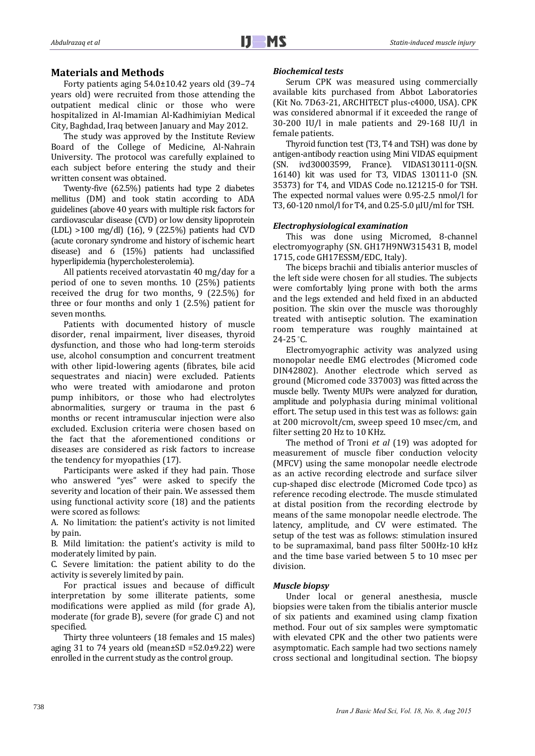## Materials and Methods

Forty patients aging 54.0±10.42 years old (39–74 years old) were recruited from those attending the outpatient medical clinic or those who were hospitalized in Al-Imamian Al-Kadhimiyian Medical City, Baghdad, Iraq between January and May 2012.

The study was approved by the Institute Review Board of the College of Medicine, Al-Nahrain University. The protocol was carefully explained to each subject before entering the study and their written consent was obtained.

Twenty-five (62.5%) patients had type 2 diabetes mellitus (DM) and took statin according to ADA guidelines (above 40 years with multiple risk factors for cardiovascular disease (CVD) or low density lipoprotein (LDL) >100 mg/dl) (16), 9 (22.5%) patients had CVD (acute coronary syndrome and history of ischemic heart disease) and 6 (15%) patients had unclassified hyperlipidemia (hypercholesterolemia).

All patients received atorvastatin 40 mg/day for a period of one to seven months. 10 (25%) patients received the drug for two months, 9 (22.5%) for three or four months and only 1 (2.5%) patient for seven months.

Patients with documented history of muscle disorder, renal impairment, liver diseases, thyroid dysfunction, and those who had long-term steroids use, alcohol consumption and concurrent treatment with other lipid-lowering agents (fibrates, bile acid sequestrates and niacin) were excluded. Patients who were treated with amiodarone and proton pump inhibitors, or those who had electrolytes abnormalities, surgery or trauma in the past 6 months or recent intramuscular injection were also excluded. Exclusion criteria were chosen based on the fact that the aforementioned conditions or diseases are considered as risk factors to increase the tendency for myopathies (17).

Participants were asked if they had pain. Those who answered "yes" were asked to specify the severity and location of their pain. We assessed them using functional activity score (18) and the patients were scored as follows:

A. No limitation: the patient's activity is not limited by pain.

B. Mild limitation: the patient's activity is mild to moderately limited by pain.

C. Severe limitation: the patient ability to do the activity is severely limited by pain.

For practical issues and because of difficult interpretation by some illiterate patients, some modifications were applied as mild (for grade A), moderate (for grade B), severe (for grade C) and not specified.

Thirty three volunteers (18 females and 15 males) aging 31 to 74 years old (mean±SD =52.0±9.22) were enrolled in the current study as the control group.

### *Biochemical tests*

Serum CPK was measured using commercially available kits purchased from Abbot Laboratories (Kit No. 7D63-21, ARCHITECT plus-c4000, USA). CPK was considered abnormal if it exceeded the range of 30-200 IU/l in male patients and 29-168 IU/l in female patients.

Thyroid function test (T3, T4 and TSH) was done by antigen-antibody reaction using Mini VIDAS equipment (SN. ivd30003599, France). VIDAS130111-0(SN. 16140) kit was used for T3, VIDAS 130111-0 (SN. 35373) for T4, and VIDAS Code no.121215-0 for TSH. The expected normal values were 0.95-2.5 nmol/l for T3, 60-120 nmol/l for T4, and 0.25-5.0 μIU/ml for TSH.

### *Electrophysiological examination*

This was done using Micromed, 8-channel electromyography (SN. GH17H9NW315431 B, model 1715, code GH17ESSM/EDC, Italy).

The biceps brachii and tibialis anterior muscles of the left side were chosen for all studies. The subjects were comfortably lying prone with both the arms and the legs extended and held fixed in an abducted position. The skin over the muscle was thoroughly treated with antiseptic solution. The examination room temperature was roughly maintained at 24-25 °C.

Electromyographic activity was analyzed using monopolar needle EMG electrodes (Micromed code DIN42802). Another electrode which served as ground (Micromed code 337003) was fitted across the muscle belly. Twenty MUPs were analyzed for duration, amplitude and polyphasia during minimal volitional effort. The setup used in this test was as follows: gain at 200 microvolt/cm, sweep speed 10 msec/cm, and filter setting 20 Hz to 10 KHz.

The method of Troni *et al* (19) was adopted for measurement of muscle fiber conduction velocity (MFCV) using the same monopolar needle electrode as an active recording electrode and surface silver cup-shaped disc electrode (Micromed Code tpco) as reference recoding electrode. The muscle stimulated at distal position from the recording electrode by means of the same monopolar needle electrode. The latency, amplitude, and CV were estimated. The setup of the test was as follows: stimulation insured to be supramaximal, band pass filter 500Hz-10 kHz and the time base varied between 5 to 10 msec per division.

### *Muscle biopsy*

Under local or general anesthesia, muscle biopsies were taken from the tibialis anterior muscle of six patients and examined using clamp fixation method. Four out of six samples were symptomatic with elevated CPK and the other two patients were asymptomatic. Each sample had two sections namely cross sectional and longitudinal section. The biopsy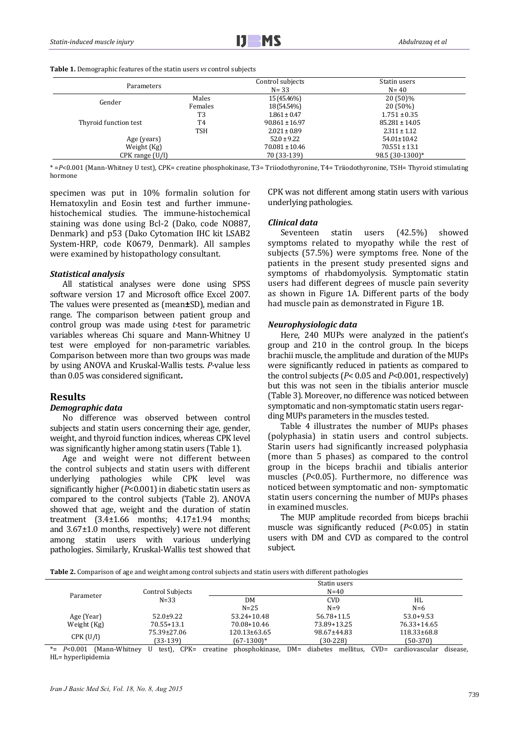**Table 1.** Demographic features of the statin users *vs* control subjects

| Parameters | | Control subjects N= 33 | Statin users N= 40 |
|---|---|---|---|
| Gender | Males | 15 (45.46%) | 20 (50)% |
| | Females | 18 (54.54%) | 20 (50%) |
| Thyroid function test | T3 | 1.861 ± 0.47 | 1.751 ± 0.35 |
| | T4 | 90.861 ± 16.97 | 85.281 ± 14.05 |
| | TSH | 2.021 ± 0.89 | 2.311 ± 1.12 |
| Age (years) | | 52.0 ± 9.22 | 54.01±10.42 |
| Weight (Kg) | | 70.081 ± 10.46 | 70.551 ± 13.1 |
| CPK range (U/l) | | 70 (33-139) | 98.5 (30-1300)* |

* =*P*<0.001 (Mann-Whitney U test), CPK= creatine phosphokinase, T3= Triiodothyronine, T4= Triiodothyronine, TSH= Thyroid stimulating hormone

specimen was put in 10% formalin solution for Hematoxylin and Eosin test and further immune-histochemical studies. The immune-histochemical staining was done using Bcl-2 (Dako, code NO887, Denmark) and p53 (Dako Cytomation IHC kit LSAB2 System-HRP, code K0679, Denmark). All samples were examined by histopathology consultant.

### *Statistical analysis*

All statistical analyses were done using SPSS software version 17 and Microsoft office Excel 2007. The values were presented as (mean**±**SD), median and range. The comparison between patient group and control group was made using *t*-test for parametric variables whereas Chi square and Mann-Whitney U test were employed for non-parametric variables. Comparison between more than two groups was made by using ANOVA and Kruskal-Wallis tests. *P*-value less than 0.05 was considered significant**.**

## Results

### *Demographic data*

No difference was observed between control subjects and statin users concerning their age, gender, weight, and thyroid function indices, whereas CPK level was significantly higher among statin users (Table 1).

Age and weight were not different between the control subjects and statin users with different underlying pathologies while CPK level was significantly higher (*P*<0.001) in diabetic statin users as compared to the control subjects (Table 2). ANOVA showed that age, weight and the duration of statin treatment (3.4±1.66 months; 4.17±1.94 months; and 3.67±1.0 months, respectively) were not different among statin users with various underlying pathologies. Similarly, Kruskal-Wallis test showed that CPK was not different among statin users with various underlying pathologies.

### *Clinical data*

Seventeen statin users (42.5%) showed symptoms related to myopathy while the rest of subjects (57.5%) were symptoms free. None of the patients in the present study presented signs and symptoms of rhabdomyolysis. Symptomatic statin users had different degrees of muscle pain severity as shown in Figure 1A. Different parts of the body had muscle pain as demonstrated in Figure 1B.

### *Neurophysiologic data*

Here, 240 MUPs were analyzed in the patient's group and 210 in the control group. In the biceps brachii muscle, the amplitude and duration of the MUPs were significantly reduced in patients as compared to the control subjects (*P*< 0.05 and *P*<0.001, respectively) but this was not seen in the tibialis anterior muscle (Table 3). Moreover, no difference was noticed between symptomatic and non-symptomatic statin users regarding MUPs parameters in the muscles tested.

Table 4 illustrates the number of MUPs phases (polyphasia) in statin users and control subjects. Starin users had significantly increased polyphasia (more than 5 phases) as compared to the control group in the biceps brachii and tibialis anterior muscles (*P*<0.05). Furthermore, no difference was noticed between symptomatic and non- symptomatic statin users concerning the number of MUPs phases in examined muscles.

The MUP amplitude recorded from biceps brachii muscle was significantly reduced (*P*<0.05) in statin users with DM and CVD as compared to the control subject.

**Table 2.** Comparison of age and weight among control subjects and statin users with different pathologies

| Parameter | Control Subjects N=33 | Statin users N=40 | | |
|---|---|---|---|---|
| | | DM N=25 | CVD N=9 | HL N=6 |
| Age (Year) | 52.0±9.22 | 53.24+10.48 | 56.78+11.5 | 53.0+9.53 |
| Weight (Kg) | 70.55+13.1 | 70.08+10.46 | 73.89+13.25 | 76.33+14.65 |
| CPK (U/l) | 75.39±27.06 (33-139) | 120.13±63.65 (67-1300)* | 98.67±44.83 (30-228) | 118.33±68.8 (50-370) |

*= *P*<0.001 (Mann-Whitney U test), CPK= creatine phosphokinase, DM= diabetes mellitus, CVD= cardiovascular disease, HL= hyperlipidemia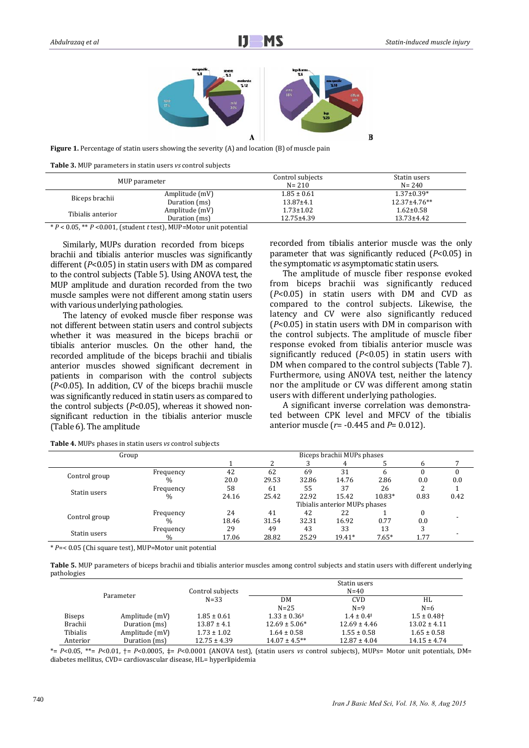**Figure 1.** Percentage of statin users showing the severity (A) and location (B) of muscle pain

**Table 3.** MUP parameters in statin users *vs* control subjects

| MUP parameter | | Control subjects N= 210 | Statin users N= 240 |
|---|---|---|---|
| Biceps brachii | Amplitude (mV) | 1.85 ± 0.61 | 1.37±0.39* |
| | Duration (ms) | 13.87±4.1 | 12.37±4.76** |
| Tibialis anterior | Amplitude (mV) | 1.73±1.02 | 1.62±0.58 |
| | Duration (ms) | 12.75±4.39 | 13.73±4.42 |

* $P < 0.05$, ** $P < 0.001$, (student *t* test), MUP=Motor unit potential

Similarly, MUPs duration recorded from biceps brachii and tibialis anterior muscles was significantly different ($P<0.05$) in statin users with DM as compared to the control subjects (Table 5). Using ANOVA test, the MUP amplitude and duration recorded from the two muscle samples were not different among statin users with various underlying pathologies.

The latency of evoked muscle fiber response was not different between statin users and control subjects whether it was measured in the biceps brachii or tibialis anterior muscles. On the other hand, the recorded amplitude of the biceps brachii and tibialis anterior muscles showed significant decrement in patients in comparison with the control subjects ($P<0.05$). In addition, CV of the biceps brachii muscle was significantly reduced in statin users as compared to the control subjects ($P<0.05$), whereas it showed non-significant reduction in the tibialis anterior muscle (Table 6). The amplitude recorded from tibialis anterior muscle was the only parameter that was significantly reduced ($P<0.05$) in the symptomatic *vs* asymptomatic statin users.

The amplitude of muscle fiber response evoked from biceps brachii was significantly reduced ($P<0.05$) in statin users with DM and CVD as compared to the control subjects. Likewise, the latency and CV were also significantly reduced ($P<0.05$) in statin users with DM in comparison with the control subjects. The amplitude of muscle fiber response evoked from tibialis anterior muscle was significantly reduced ($P<0.05$) in statin users with DM when compared to the control subjects (Table 7). Furthermore, using ANOVA test, neither the latency nor the amplitude or CV was different among statin users with different underlying pathologies.

A significant inverse correlation was demonstrated between CPK level and MFCV of the tibialis anterior muscle ($r$= -0.445 and $P$= 0.012).

**Table 4.** MUPs phases in statin users *vs* control subjects

| Group | | Biceps brachii MUPs phases 1 | 2 | 3 | 4 | 5 | 6 | 7 |
|---|---|---|---|---|---|---|---|---|
| Control group | Frequency | 42 | 62 | 69 | 31 | 6 | 0 | 0 |
| | % | 20.0 | 29.53 | 32.86 | 14.76 | 2.86 | 0.0 | 0.0 |
| Statin users | Frequency | 58 | 61 | 55 | 37 | 26 | 2 | 1 |
| | % | 24.16 | 25.42 | 22.92 | 15.42 | 10.83* | 0.83 | 0.42 |
| | | Tibialis anterior MUPs phases | | | | | | |
| Control group | Frequency | 24 | 41 | 42 | 22 | 1 | 0 | - |
| | % | 18.46 | 31.54 | 32.31 | 16.92 | 0.77 | 0.0 | |
| Statin users | Frequency | 29 | 49 | 43 | 33 | 13 | 3 | - |
| | % | 17.06 | 28.82 | 25.29 | 19.41* | 7.65* | 1.77 | |

* $P$=< 0.05 (Chi square test), MUP=Motor unit potential

**Table 5.** MUP parameters of biceps brachii and tibialis anterior muscles among control subjects and statin users with different underlying pathologies

| Parameter | | Control subjects N=33 | Statin users N=40 DM N=25 | CVD N=9 | HL N=6 |
|---|---|---|---|---|---|
| Biseps Brachii | Amplitude (mV) | 1.85 ± 0.61 | 1.33 ± 0.36‡ | 1.4 ± 0.4‡ | 1.5 ± 0.48† |
| | Duration (ms) | 13.87 ± 4.1 | 12.69 ± 5.06* | 12.69 ± 4.46 | 13.02 ± 4.11 |
| Tibialis Anterior | Amplitude (mV) | 1.73 ± 1.02 | 1.64 ± 0.58 | 1.55 ± 0.58 | 1.65 ± 0.58 |
| | Duration (ms) | 12.75 ± 4.39 | 14.07 ± 4.5** | 12.87 ± 4.04 | 14.15 ± 4.74 |

*= $P<0.05$, **= $P<0.01$, †= $P<0.0005$, ‡= $P<0.0001$ (ANOVA test), (statin users *vs* control subjects), MUPs= Motor unit potentials, DM= diabetes mellitus, CVD= cardiovascular disease, HL= hyperlipidemia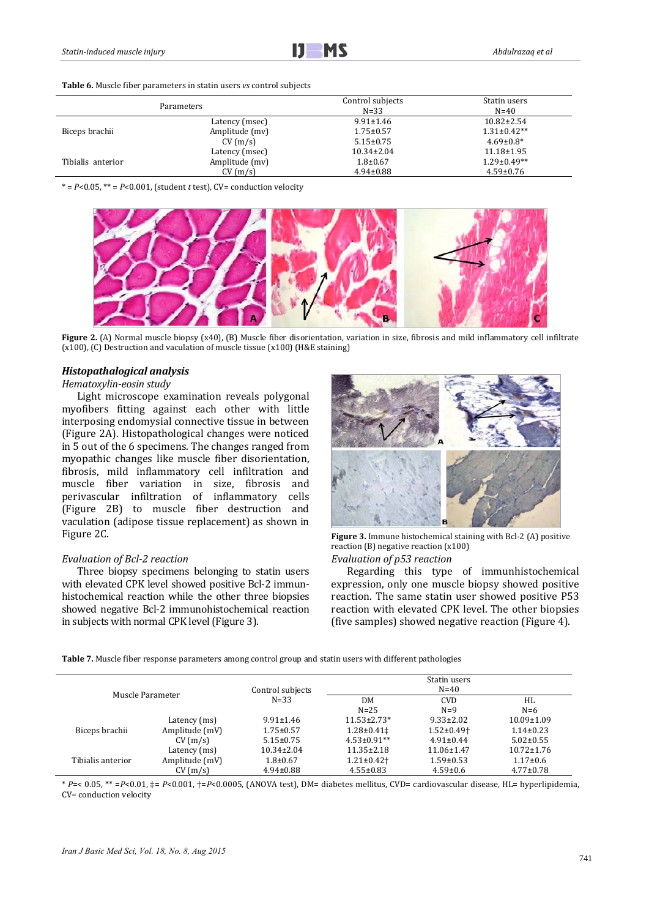**Table 6.** Muscle fiber parameters in statin users *vs* control subjects

| Parameters | | Control subjects N=33 | Statin users N=40 |
|---|---|---|---|
| Biceps brachii | Latency (msec) | 9.91±1.46 | 10.82±2.54 |
| | Amplitude (mv) | 1.75±0.57 | 1.31±0.42** |
| | CV (m/s) | 5.15±0.75 | 4.69±0.8* |
| Tibialis anterior | Latency (msec) | 10.34±2.04 | 11.18±1.95 |
| | Amplitude (mv) | 1.8±0.67 | 1.29±0.49** |
| | CV (m/s) | 4.94±0.88 | 4.59±0.76 |

* = $P$<0.05, ** = $P$<0.001, (student $t$ test), CV= conduction velocity

**Figure 2.** (A) Normal muscle biopsy (x40), (B) Muscle fiber disorientation, variation in size, fibrosis and mild inflammatory cell infiltrate (x100), (C) Destruction and vaculation of muscle tissue (x100) (H&E staining)

### *Histopathological analysis*

*Hematoxylin-eosin study*

Light microscope examination reveals polygonal myofibers fitting against each other with little interposing endomysial connective tissue in between (Figure 2A). Histopathological changes were noticed in 5 out of the 6 specimens. The changes ranged from myopathic changes like muscle fiber disorientation, fibrosis, mild inflammatory cell infiltration and muscle fiber variation in size, fibrosis and perivascular infiltration of inflammatory cells (Figure 2B) to muscle fiber destruction and vaculation (adipose tissue replacement) as shown in Figure 2C.

*Evaluation of Bcl-2 reaction*

Three biopsy specimens belonging to statin users with elevated CPK level showed positive Bcl-2 immunhistochemical reaction while the other three biopsies showed negative Bcl-2 immunohistochemical reaction in subjects with normal CPK level (Figure 3).

**Figure 3.** Immune histochemical staining with Bcl-2 (A) positive reaction (B) negative reaction (x100)

*Evaluation of p53 reaction*

Regarding this type of immunhistochemical expression, only one muscle biopsy showed positive reaction. The same statin user showed positive P53 reaction with elevated CPK level. The other biopsies (five samples) showed negative reaction (Figure 4).

**Table 7.** Muscle fiber response parameters among control group and statin users with different pathologies

| Muscle Parameter | | Control subjects N=33 | Statin users N=40 | | |
|---|---|---|---|---|---|
| | | | DM N=25 | CVD N=9 | HL N=6 |
| Biceps brachii | Latency (ms) | 9.91±1.46 | 11.53±2.73* | 9.33±2.02 | 10.09±1.09 |
| | Amplitude (mV) | 1.75±0.57 | 1.28±0.41‡ | 1.52±0.49† | 1.14±0.23 |
| | CV (m/s) | 5.15±0.75 | 4.53±0.91** | 4.91±0.44 | 5.02±0.55 |
| Tibialis anterior | Latency (ms) | 10.34±2.04 | 11.35±2.18 | 11.06±1.47 | 10.72±1.76 |
| | Amplitude (mV) | 1.8±0.67 | 1.21±0.42† | 1.59±0.53 | 1.17±0.6 |
| | CV (m/s) | 4.94±0.88 | 4.55±0.83 | 4.59±0.6 | 4.77±0.78 |

* $P$=< 0.05, ** =$P$<0.01, ‡= $P$<0.001, †=$P$<0.0005, (ANOVA test), DM= diabetes mellitus, CVD= cardiovascular disease, HL= hyperlipidemia, CV= conduction velocity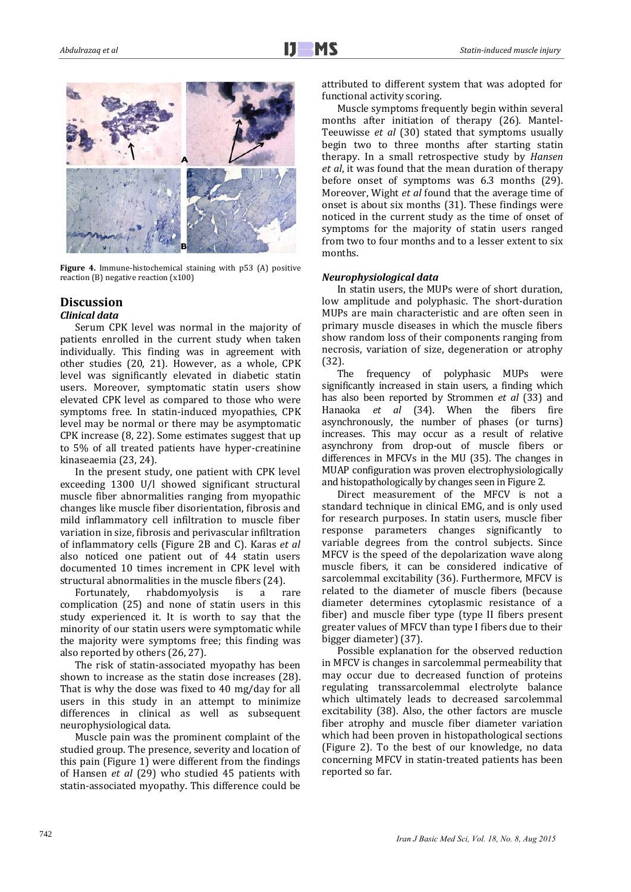**Figure 4.** Immune-histochemical staining with p53 (A) positive reaction (B) negative reaction (x100)

## Discussion

### *Clinical data*

Serum CPK level was normal in the majority of patients enrolled in the current study when taken individually. This finding was in agreement with other studies (20, 21). However, as a whole, CPK level was significantly elevated in diabetic statin users. Moreover, symptomatic statin users show elevated CPK level as compared to those who were symptoms free. In statin-induced myopathies, CPK level may be normal or there may be asymptomatic CPK increase (8, 22). Some estimates suggest that up to 5% of all treated patients have hyper-creatinine kinaseaemia (23, 24).

In the present study, one patient with CPK level exceeding 1300 U/l showed significant structural muscle fiber abnormalities ranging from myopathic changes like muscle fiber disorientation, fibrosis and mild inflammatory cell infiltration to muscle fiber variation in size, fibrosis and perivascular infiltration of inflammatory cells (Figure 2B and C). Karas *et al* also noticed one patient out of 44 statin users documented 10 times increment in CPK level with structural abnormalities in the muscle fibers (24).

Fortunately, rhabdomyolysis is a rare complication (25) and none of statin users in this study experienced it. It is worth to say that the minority of our statin users were symptomatic while the majority were symptoms free; this finding was also reported by others (26, 27).

The risk of statin-associated myopathy has been shown to increase as the statin dose increases (28). That is why the dose was fixed to 40 mg/day for all users in this study in an attempt to minimize differences in clinical as well as subsequent neurophysiological data.

Muscle pain was the prominent complaint of the studied group. The presence, severity and location of this pain (Figure 1) were different from the findings of Hansen *et al* (29) who studied 45 patients with statin-associated myopathy. This difference could be attributed to different system that was adopted for functional activity scoring.

Muscle symptoms frequently begin within several months after initiation of therapy (26). Mantel-Teeuwisse *et al* (30) stated that symptoms usually begin two to three months after starting statin therapy. In a small retrospective study by *Hansen et al*, it was found that the mean duration of therapy before onset of symptoms was 6.3 months (29). Moreover, Wight *et al* found that the average time of onset is about six months (31). These findings were noticed in the current study as the time of onset of symptoms for the majority of statin users ranged from two to four months and to a lesser extent to six months.

### *Neurophysiological data*

In statin users, the MUPs were of short duration, low amplitude and polyphasic. The short-duration MUPs are main characteristic and are often seen in primary muscle diseases in which the muscle fibers show random loss of their components ranging from necrosis, variation of size, degeneration or atrophy (32).

The frequency of polyphasic MUPs were significantly increased in stain users, a finding which has also been reported by Strommen *et al* (33) and Hanaoka *et al* (34). When the fibers fire asynchronously, the number of phases (or turns) increases. This may occur as a result of relative asynchrony from drop-out of muscle fibers or differences in MFCVs in the MU (35). The changes in MUAP configuration was proven electrophysiologically and histopathologically by changes seen in Figure 2.

Direct measurement of the MFCV is not a standard technique in clinical EMG, and is only used for research purposes. In statin users, muscle fiber response parameters changes significantly to variable degrees from the control subjects. Since MFCV is the speed of the depolarization wave along muscle fibers, it can be considered indicative of sarcolemmal excitability (36). Furthermore, MFCV is related to the diameter of muscle fibers (because diameter determines cytoplasmic resistance of a fiber) and muscle fiber type (type II fibers present greater values of MFCV than type I fibers due to their bigger diameter) (37).

Possible explanation for the observed reduction in MFCV is changes in sarcolemmal permeability that may occur due to decreased function of proteins regulating transsarcolemmal electrolyte balance which ultimately leads to decreased sarcolemmal excitability (38). Also, the other factors are muscle fiber atrophy and muscle fiber diameter variation which had been proven in histopathological sections (Figure 2). To the best of our knowledge, no data concerning MFCV in statin-treated patients has been reported so far.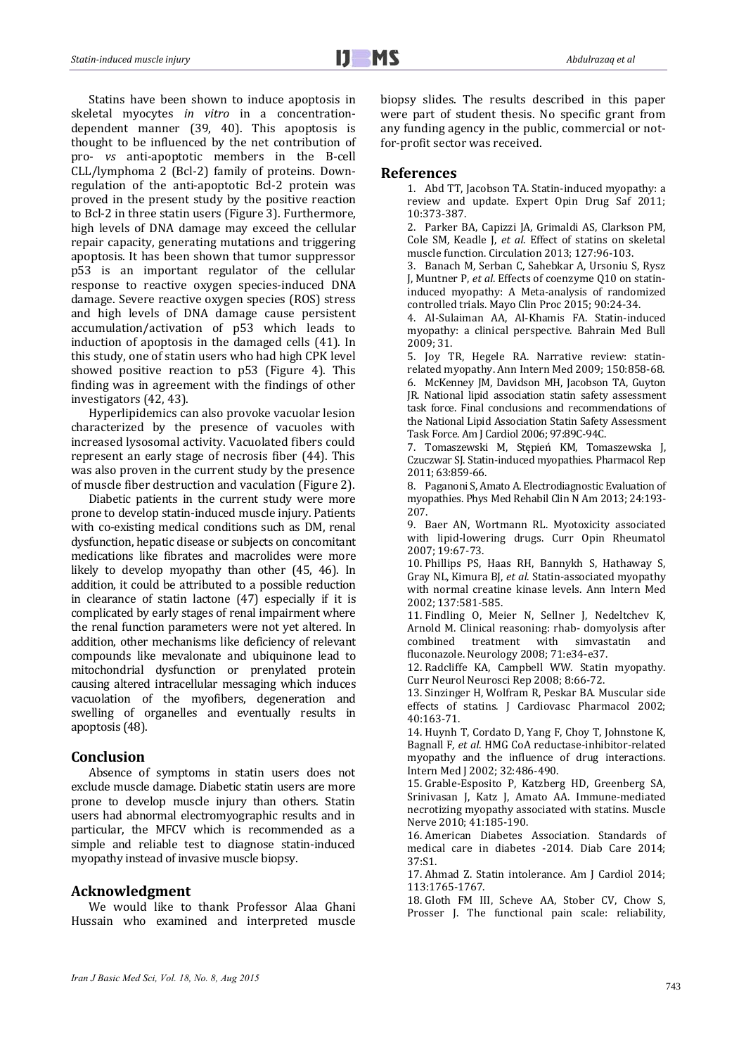Statins have been shown to induce apoptosis in skeletal myocytes *in vitro* in a concentration-dependent manner (39, 40). This apoptosis is thought to be influenced by the net contribution of pro- *vs* anti-apoptotic members in the B-cell CLL/lymphoma 2 (Bcl-2) family of proteins. Down-regulation of the anti-apoptotic Bcl-2 protein was proved in the present study by the positive reaction to Bcl-2 in three statin users (Figure 3). Furthermore, high levels of DNA damage may exceed the cellular repair capacity, generating mutations and triggering apoptosis. It has been shown that tumor suppressor p53 is an important regulator of the cellular response to reactive oxygen species-induced DNA damage. Severe reactive oxygen species (ROS) stress and high levels of DNA damage cause persistent accumulation/activation of p53 which leads to induction of apoptosis in the damaged cells (41). In this study, one of statin users who had high CPK level showed positive reaction to p53 (Figure 4). This finding was in agreement with the findings of other investigators (42, 43).

Hyperlipidemics can also provoke vacuolar lesion characterized by the presence of vacuoles with increased lysosomal activity. Vacuolated fibers could represent an early stage of necrosis fiber (44). This was also proven in the current study by the presence of muscle fiber destruction and vaculation (Figure 2).

Diabetic patients in the current study were more prone to develop statin-induced muscle injury. Patients with co-existing medical conditions such as DM, renal dysfunction, hepatic disease or subjects on concomitant medications like fibrates and macrolides were more likely to develop myopathy than other (45, 46). In addition, it could be attributed to a possible reduction in clearance of statin lactone (47) especially if it is complicated by early stages of renal impairment where the renal function parameters were not yet altered. In addition, other mechanisms like deficiency of relevant compounds like mevalonate and ubiquinone lead to mitochondrial dysfunction or prenylated protein causing altered intracellular messaging which induces vacuolation of the myofibers, degeneration and swelling of organelles and eventually results in apoptosis (48).

## Conclusion

Absence of symptoms in statin users does not exclude muscle damage. Diabetic statin users are more prone to develop muscle injury than others. Statin users had abnormal electromyographic results and in particular, the MFCV which is recommended as a simple and reliable test to diagnose statin-induced myopathy instead of invasive muscle biopsy.

## Acknowledgment

We would like to thank Professor Alaa Ghani Hussain who examined and interpreted muscle biopsy slides. The results described in this paper were part of student thesis. No specific grant from any funding agency in the public, commercial or not-for-profit sector was received.

## References

1. Abd TT, Jacobson TA. Statin-induced myopathy: a review and update. Expert Opin Drug Saf 2011; 10:373-387.
2. Parker BA, Capizzi JA, Grimaldi AS, Clarkson PM, Cole SM, Keadle J, *et al*. Effect of statins on skeletal muscle function. Circulation 2013; 127:96-103.
3. Banach M, Serban C, Sahebkar A, Ursoniu S, Rysz J, Muntner P, *et al*. Effects of coenzyme Q10 on statin-induced myopathy: A Meta-analysis of randomized controlled trials. Mayo Clin Proc 2015; 90:24-34.
4. Al-Sulaiman AA, Al-Khamis FA. Statin-induced myopathy: a clinical perspective. Bahrain Med Bull 2009; 31.
5. Joy TR, Hegele RA. Narrative review: statin-related myopathy. Ann Intern Med 2009; 150:858-68.
6. McKenney JM, Davidson MH, Jacobson TA, Guyton JR. National lipid association statin safety assessment task force. Final conclusions and recommendations of the National Lipid Association Statin Safety Assessment Task Force. Am J Cardiol 2006; 97:89C-94C.
7. Tomaszewski M, Stępień KM, Tomaszewska J, Czuczwar SJ. Statin-induced myopathies. Pharmacol Rep 2011; 63:859-66.
8. Paganoni S, Amato A. Electrodiagnostic Evaluation of myopathies. Phys Med Rehabil Clin N Am 2013; 24:193-207.
9. Baer AN, Wortmann RL. Myotoxicity associated with lipid-lowering drugs. Curr Opin Rheumatol 2007; 19:67-73.
10. Phillips PS, Haas RH, Bannykh S, Hathaway S, Gray NL, Kimura BJ, *et al*. Statin-associated myopathy with normal creatine kinase levels. Ann Intern Med 2002; 137:581-585.
11. Findling O, Meier N, Sellner J, Nedeltchev K, Arnold M. Clinical reasoning: rhab- domyolysis after combined treatment with simvastatin and fluconazole. Neurology 2008; 71:e34-e37.
12. Radcliffe KA, Campbell WW. Statin myopathy. Curr Neurol Neurosci Rep 2008; 8:66-72.
13. Sinzinger H, Wolfram R, Peskar BA. Muscular side effects of statins. J Cardiovasc Pharmacol 2002; 40:163-71.
14. Huynh T, Cordato D, Yang F, Choy T, Johnstone K, Bagnall F, *et al*. HMG CoA reductase-inhibitor-related myopathy and the influence of drug interactions. Intern Med J 2002; 32:486-490.
15. Grable-Esposito P, Katzberg HD, Greenberg SA, Srinivasan J, Katz J, Amato AA. Immune-mediated necrotizing myopathy associated with statins. Muscle Nerve 2010; 41:185-190.
16. American Diabetes Association. Standards of medical care in diabetes -2014. Diab Care 2014; 37:S1.
17. Ahmad Z. Statin intolerance. Am J Cardiol 2014; 113:1765-1767.
18. Gloth FM III, Scheve AA, Stober CV, Chow S, Prosser J. The functional pain scale: reliability,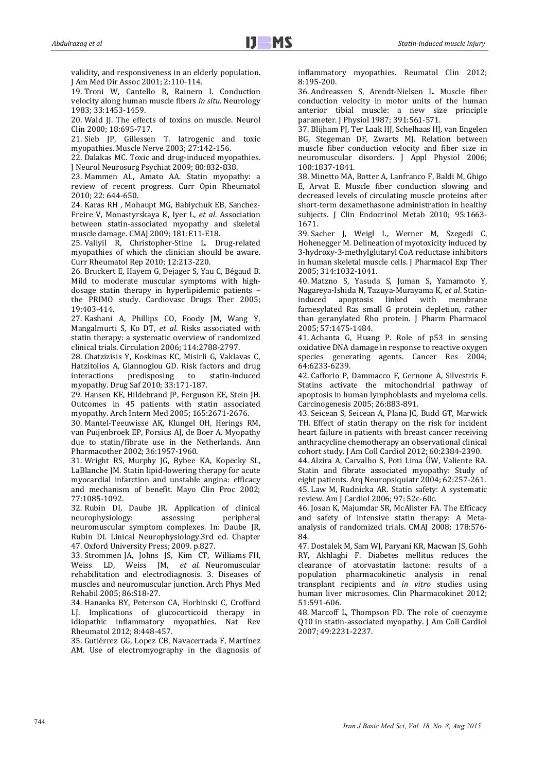validity, and responsiveness in an elderly population. J Am Med Dir Assoc 2001; 2:110-114.

19. Troni W, Cantello R, Rainero I. Conduction velocity along human muscle fibers *in situ*. Neurology 1983; 33:1453-1459.

20. Wald JJ. The effects of toxins on muscle. Neurol Clin 2000; 18:695-717.

21. Sieb JP, Gillessen T. Iatrogenic and toxic myopathies. Muscle Nerve 2003; 27:142-156.

22. Dalakas MC. Toxic and drug-induced myopathies. J Neurol Neurosurg Psychiat 2009; 80:832-838.

23. Mammen AL, Amato AA. Statin myopathy: a review of recent progress. Curr Opin Rheumatol 2010; 22: 644-650.

24. Karas RH , Mohaupt MG, Babiychuk EB, Sanchez-Freire V, Monastyrskaya K, Iyer L, *et al*. Association between statin-associated myopathy and skeletal muscle damage. CMAJ 2009; 181:E11-E18.

25. Valiyil R, Christopher-Stine L. Drug-related myopathies of which the clinician should be aware. Curr Rheumatol Rep 2010; 12:213-220.

26. Bruckert E, Hayem G, Dejager S, Yau C, Bégaud B. Mild to moderate muscular symptoms with high-dosage statin therapy in hyperlipidemic patients – the PRIMO study. Cardiovasc Drugs Ther 2005; 19:403-414.

27. Kashani A, Phillips CO, Foody JM, Wang Y, Mangalmurti S, Ko DT, *et al*. Risks associated with statin therapy: a systematic overview of randomized clinical trials. Circulation 2006; 114:2788-2797.

28. Chatzizisis Y, Koskinas KC, Misirli G, Vaklavas C, Hatzitolios A, Giannoglou GD. Risk factors and drug interactions predisposing to statin-induced myopathy. Drug Saf 2010; 33:171-187.

29. Hansen KE, Hildebrand JP, Ferguson EE, Stein JH. Outcomes in 45 patients with statin associated myopathy. Arch Intern Med 2005; 165:2671-2676.

30. Mantel-Teeuwisse AK, Klungel OH, Herings RM, van Puijenbroek EP, Porsius AJ, de Boer A. Myopathy due to statin/fibrate use in the Netherlands. Ann Pharmacother 2002; 36:1957-1960.

31. Wright RS, Murphy JG, Bybee KA, Kopecky SL, LaBlanche JM. Statin lipid-lowering therapy for acute myocardial infarction and unstable angina: efficacy and mechanism of benefit. Mayo Clin Proc 2002; 77:1085-1092.

32. Rubin DI, Daube JR. Application of clinical neurophysiology: assessing peripheral neuromuscular symptom complexes. In: Daube JR, Rubin DI. Linical Neurophysiology.3rd ed. Chapter 47. Oxford University Press; 2009. p.827.

33. Strommen JA, Johns JS, Kim CT, Williams FH, Weiss LD, Weiss JM, *et al*. Neuromuscular rehabilitation and electrodiagnosis. 3. Diseases of muscles and neuromuscular junction. Arch Phys Med Rehabil 2005; 86:S18-27.

34. Hanaoka BY, Peterson CA, Horbinski C, Crofford LJ. Implications of glucocorticoid therapy in idiopathic inflammatory myopathies. Nat Rev Rheumatol 2012; 8:448-457.

35. Gutiérrez GG, Lopez CB, Navacerrada F, Martínez AM. Use of electromyography in the diagnosis of inflammatory myopathies. Reumatol Clin 2012; 8:195-200.

36. Andreassen S, Arendt-Nielsen L. Muscle fiber conduction velocity in motor units of the human anterior tibial muscle: a new size principle parameter. J Physiol 1987; 391:561-571.

37. Blijham PJ, Ter Laak HJ, Schelhaas HJ, van Engelen BG, Stegeman DF, Zwarts MJ. Relation between muscle fiber conduction velocity and fiber size in neuromuscular disorders. J Appl Physiol 2006; 100:1837-1841.

38. Minetto MA, Botter A, Lanfranco F, Baldi M, Ghigo E, Arvat E. Muscle fiber conduction slowing and decreased levels of circulating muscle proteins after short-term dexamethasone administration in healthy subjects. J Clin Endocrinol Metab 2010; 95:1663-1671.

39. Sacher J, Weigl L, Werner M, Szegedi C, Hohenegger M. Delineation of myotoxicity induced by 3-hydroxy-3-methylglutaryl CoA reductase inhibitors in human skeletal muscle cells. J Pharmacol Exp Ther 2005; 314:1032-1041.

40. Matzno S, Yasuda S, Juman S, Yamamoto Y, Nagareya-Ishida N, Tazuya-Murayama K, *et al*. Statin-induced apoptosis linked with membrane farnesylated Ras small G protein depletion, rather than geranylated Rho protein. J Pharm Pharmacol 2005; 57:1475-1484.

41. Achanta G, Huang P. Role of p53 in sensing oxidative DNA damage in response to reactive oxygen species generating agents. Cancer Res 2004; 64:6233-6239.

42. Cafforio P, Dammacco F, Gernone A, Silvestris F. Statins activate the mitochondrial pathway of apoptosis in human lymphoblasts and myeloma cells. Carcinogenesis 2005; 26:883-891.

43. Seicean S, Seicean A, Plana JC, Budd GT, Marwick TH. Effect of statin therapy on the risk for incident heart failure in patients with breast cancer receiving anthracycline chemotherapy an observational clinical cohort study. J Am Coll Cardiol 2012; 60:2384-2390.

44. Alzira A, Carvalho S, Poti Lima ÜW, Valiente RA. Statin and fibrate associated myopathy: Study of eight patients. Arq Neuropsiquiatr 2004; 62:257-261.

45. Law M, Rudnicka AR. Statin safety: A systematic review. Am J Cardiol 2006; 97: 52c-60c.

46. Josan K, Majumdar SR, McAlister FA. The Efficacy and safety of intensive statin therapy: A Meta-analysis of randomized trials. CMAJ 2008; 178:576-84.

47. Dostalek M, Sam WJ, Paryani KR, Macwan JS, Gohh RY, Akhlaghi F. Diabetes mellitus reduces the clearance of atorvastatin lactone: results of a population pharmacokinetic analysis in renal transplant recipients and *in vitro* studies using human liver microsomes. Clin Pharmacokinet 2012; 51:591-606.

48. Marcoff L, Thompson PD. The role of coenzyme Q10 in statin-associated myopathy. J Am Coll Cardiol 2007; 49:2231-2237.